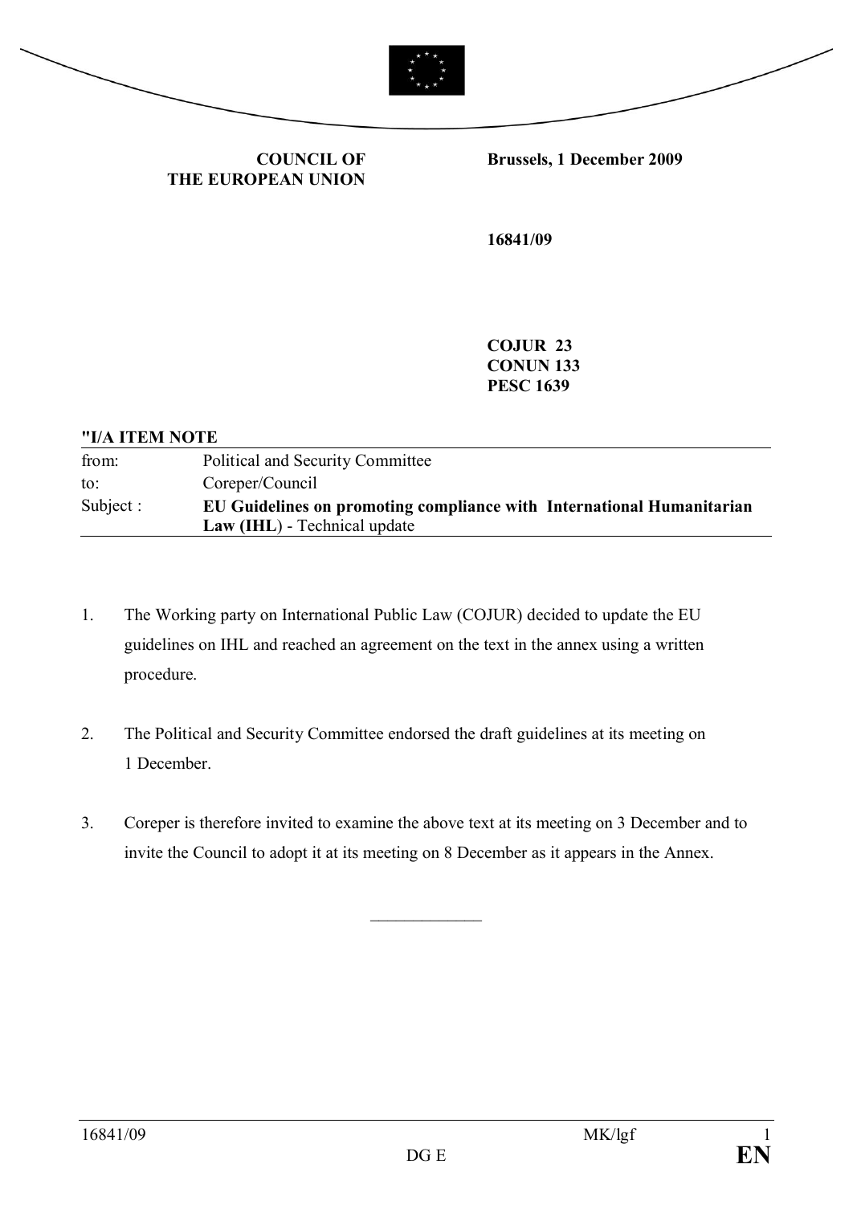**COUNCIL OF THE EUROPEAN UNION**

**Brussels, 1 December 2009**

**16841/09**

**COJUR 23**
**CONUN 133**
**PESC 1639**

**"I/A ITEM NOTE**

| | |
|---|---|
| from: | Political and Security Committee |
| to: | Coreper/Council |
| Subject : | **EU Guidelines on promoting compliance with International Humanitarian Law (IHL)** - Technical update |

1. The Working party on International Public Law (COJUR) decided to update the EU guidelines on IHL and reached an agreement on the text in the annex using a written procedure.

2. The Political and Security Committee endorsed the draft guidelines at its meeting on 1 December.

3. Coreper is therefore invited to examine the above text at its meeting on 3 December and to invite the Council to adopt it at its meeting on 8 December as it appears in the Annex.

______________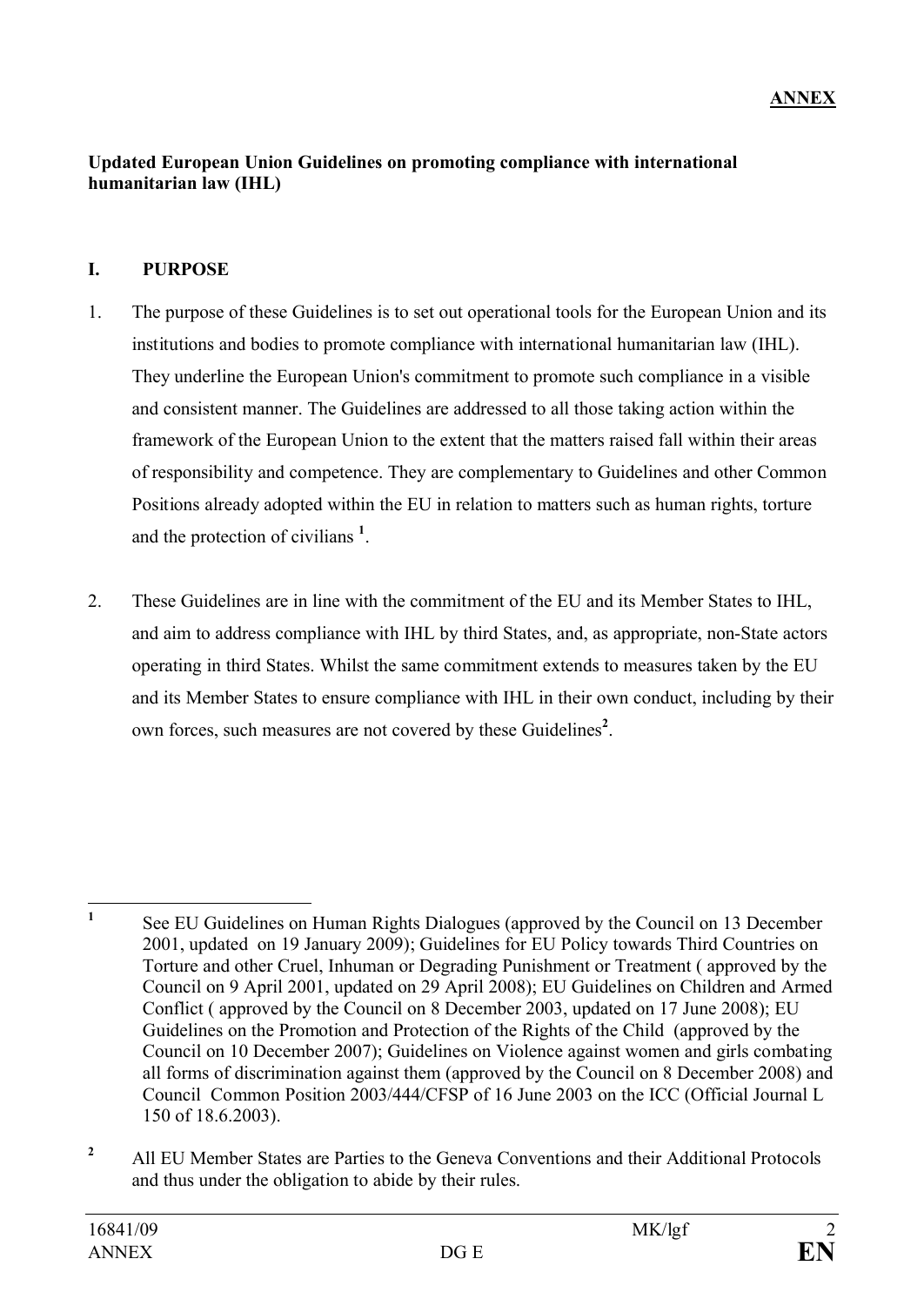**ANNEX**

**Updated European Union Guidelines on promoting compliance with international humanitarian law (IHL)**

## I. PURPOSE

1. The purpose of these Guidelines is to set out operational tools for the European Union and its institutions and bodies to promote compliance with international humanitarian law (IHL). They underline the European Union's commitment to promote such compliance in a visible and consistent manner. The Guidelines are addressed to all those taking action within the framework of the European Union to the extent that the matters raised fall within their areas of responsibility and competence. They are complementary to Guidelines and other Common Positions already adopted within the EU in relation to matters such as human rights, torture and the protection of civilians [1].

2. These Guidelines are in line with the commitment of the EU and its Member States to IHL, and aim to address compliance with IHL by third States, and, as appropriate, non-State actors operating in third States. Whilst the same commitment extends to measures taken by the EU and its Member States to ensure compliance with IHL in their own conduct, including by their own forces, such measures are not covered by these Guidelines[2].

---

[1] See EU Guidelines on Human Rights Dialogues (approved by the Council on 13 December 2001, updated on 19 January 2009); Guidelines for EU Policy towards Third Countries on Torture and other Cruel, Inhuman or Degrading Punishment or Treatment ( approved by the Council on 9 April 2001, updated on 29 April 2008); EU Guidelines on Children and Armed Conflict ( approved by the Council on 8 December 2003, updated on 17 June 2008); EU Guidelines on the Promotion and Protection of the Rights of the Child (approved by the Council on 10 December 2007); Guidelines on Violence against women and girls combating all forms of discrimination against them (approved by the Council on 8 December 2008) and Council Common Position 2003/444/CFSP of 16 June 2003 on the ICC (Official Journal L 150 of 18.6.2003).

[2] All EU Member States are Parties to the Geneva Conventions and their Additional Protocols and thus under the obligation to abide by their rules.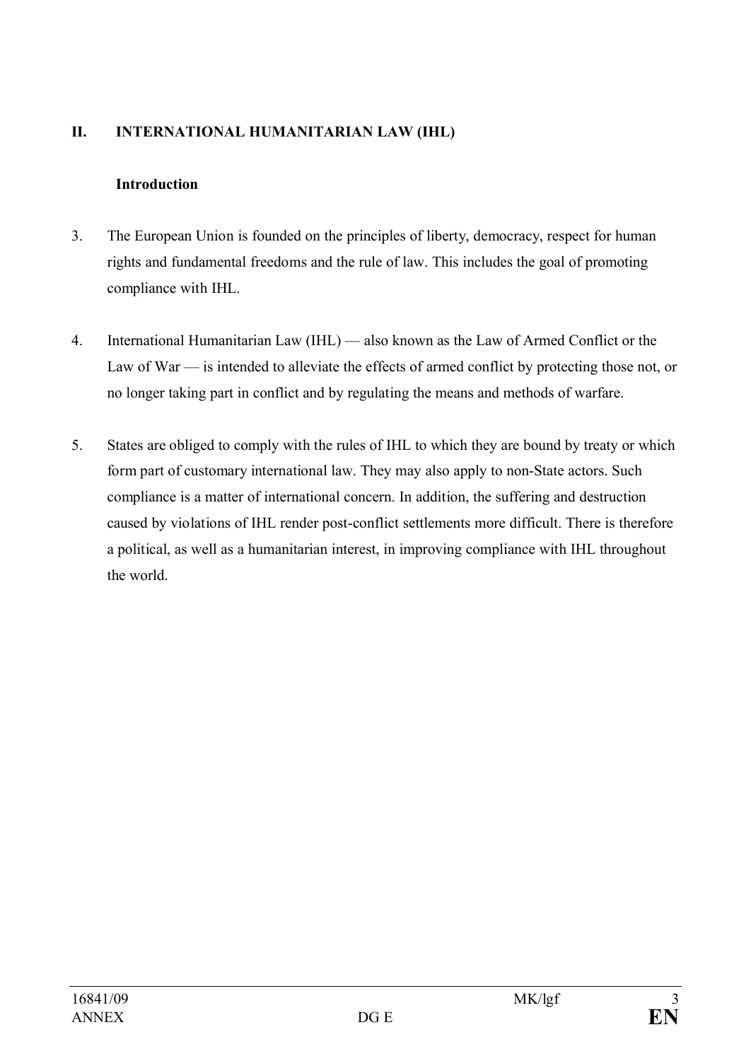## II. INTERNATIONAL HUMANITARIAN LAW (IHL)

### Introduction

3. The European Union is founded on the principles of liberty, democracy, respect for human rights and fundamental freedoms and the rule of law. This includes the goal of promoting compliance with IHL.

4. International Humanitarian Law (IHL) — also known as the Law of Armed Conflict or the Law of War — is intended to alleviate the effects of armed conflict by protecting those not, or no longer taking part in conflict and by regulating the means and methods of warfare.

5. States are obliged to comply with the rules of IHL to which they are bound by treaty or which form part of customary international law. They may also apply to non-State actors. Such compliance is a matter of international concern. In addition, the suffering and destruction caused by violations of IHL render post-conflict settlements more difficult. There is therefore a political, as well as a humanitarian interest, in improving compliance with IHL throughout the world.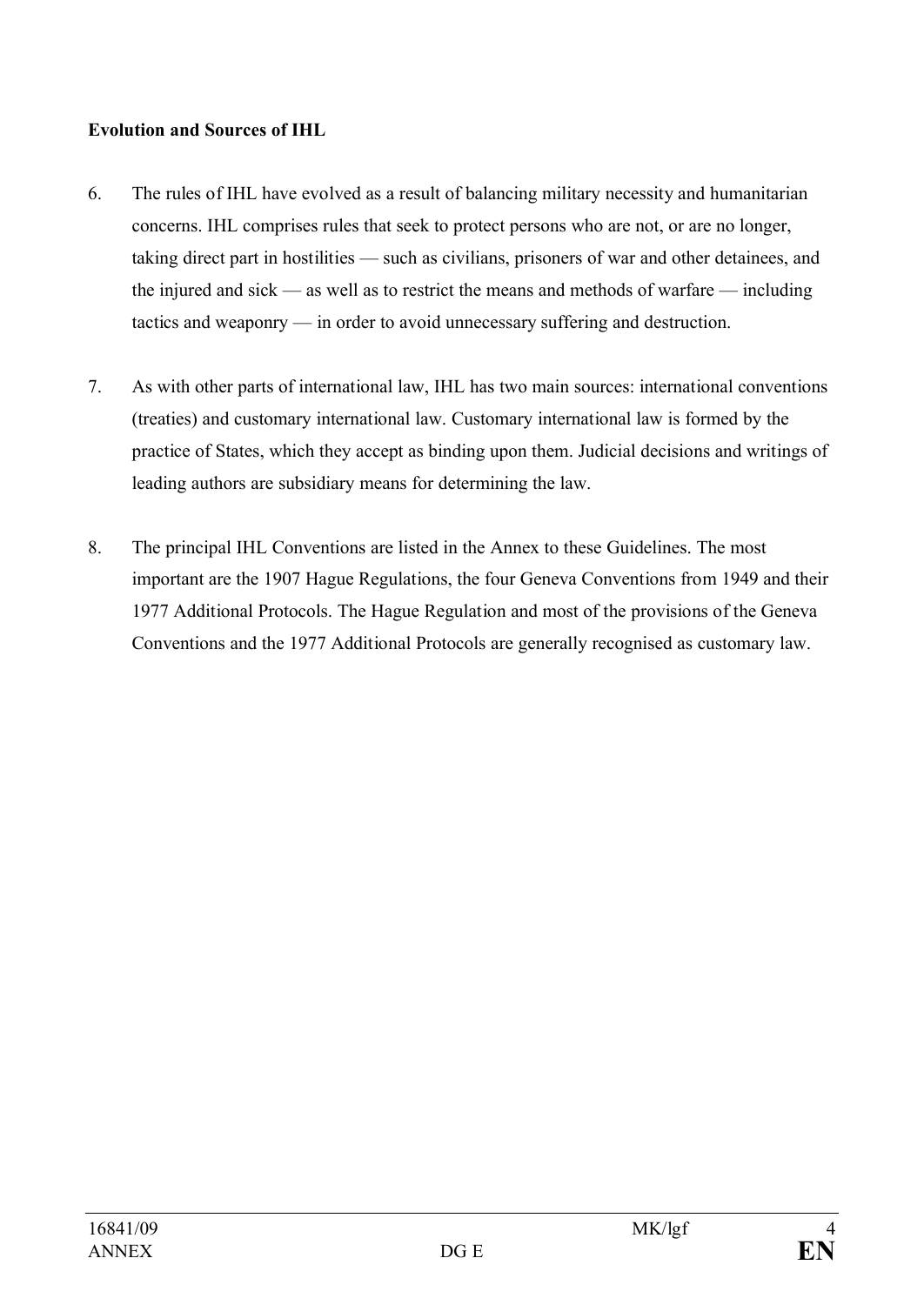**Evolution and Sources of IHL**

6. The rules of IHL have evolved as a result of balancing military necessity and humanitarian concerns. IHL comprises rules that seek to protect persons who are not, or are no longer, taking direct part in hostilities — such as civilians, prisoners of war and other detainees, and the injured and sick — as well as to restrict the means and methods of warfare — including tactics and weaponry — in order to avoid unnecessary suffering and destruction.

7. As with other parts of international law, IHL has two main sources: international conventions (treaties) and customary international law. Customary international law is formed by the practice of States, which they accept as binding upon them. Judicial decisions and writings of leading authors are subsidiary means for determining the law.

8. The principal IHL Conventions are listed in the Annex to these Guidelines. The most important are the 1907 Hague Regulations, the four Geneva Conventions from 1949 and their 1977 Additional Protocols. The Hague Regulation and most of the provisions of the Geneva Conventions and the 1977 Additional Protocols are generally recognised as customary law.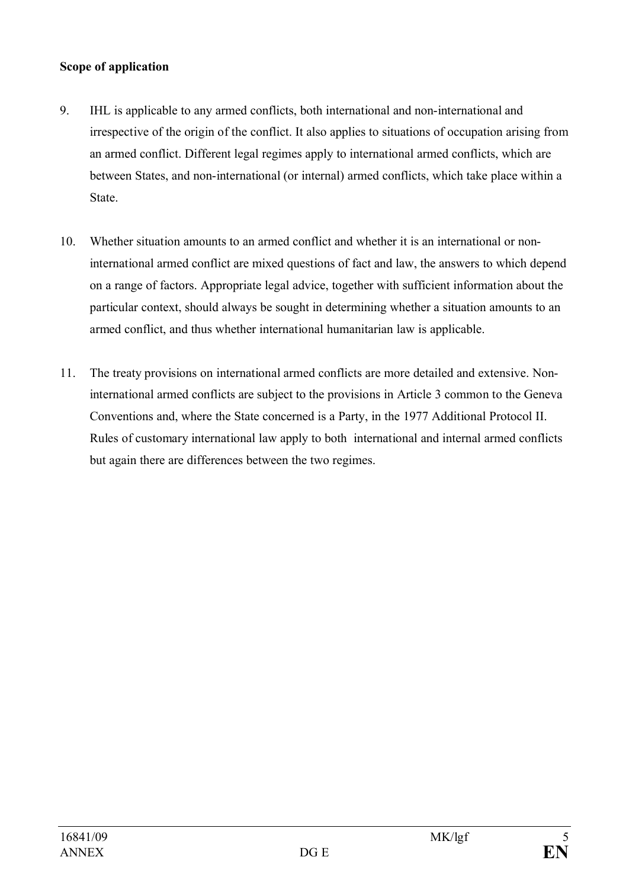**Scope of application**

9. IHL is applicable to any armed conflicts, both international and non-international and irrespective of the origin of the conflict. It also applies to situations of occupation arising from an armed conflict. Different legal regimes apply to international armed conflicts, which are between States, and non-international (or internal) armed conflicts, which take place within a State.

10. Whether situation amounts to an armed conflict and whether it is an international or non-international armed conflict are mixed questions of fact and law, the answers to which depend on a range of factors. Appropriate legal advice, together with sufficient information about the particular context, should always be sought in determining whether a situation amounts to an armed conflict, and thus whether international humanitarian law is applicable.

11. The treaty provisions on international armed conflicts are more detailed and extensive. Non-international armed conflicts are subject to the provisions in Article 3 common to the Geneva Conventions and, where the State concerned is a Party, in the 1977 Additional Protocol II. Rules of customary international law apply to both international and internal armed conflicts but again there are differences between the two regimes.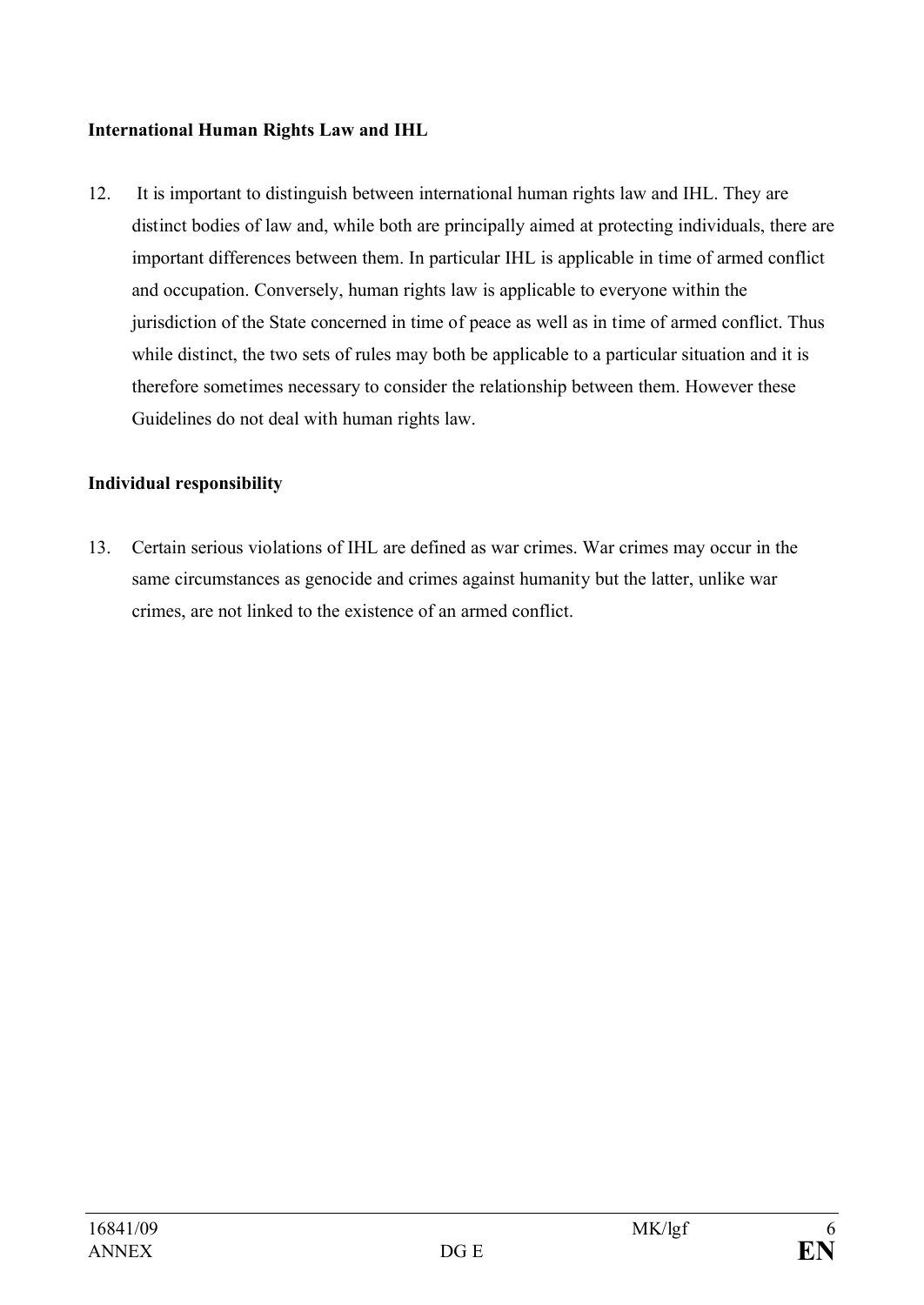**International Human Rights Law and IHL**

12. It is important to distinguish between international human rights law and IHL. They are distinct bodies of law and, while both are principally aimed at protecting individuals, there are important differences between them. In particular IHL is applicable in time of armed conflict and occupation. Conversely, human rights law is applicable to everyone within the jurisdiction of the State concerned in time of peace as well as in time of armed conflict. Thus while distinct, the two sets of rules may both be applicable to a particular situation and it is therefore sometimes necessary to consider the relationship between them. However these Guidelines do not deal with human rights law.

**Individual responsibility**

13. Certain serious violations of IHL are defined as war crimes. War crimes may occur in the same circumstances as genocide and crimes against humanity but the latter, unlike war crimes, are not linked to the existence of an armed conflict.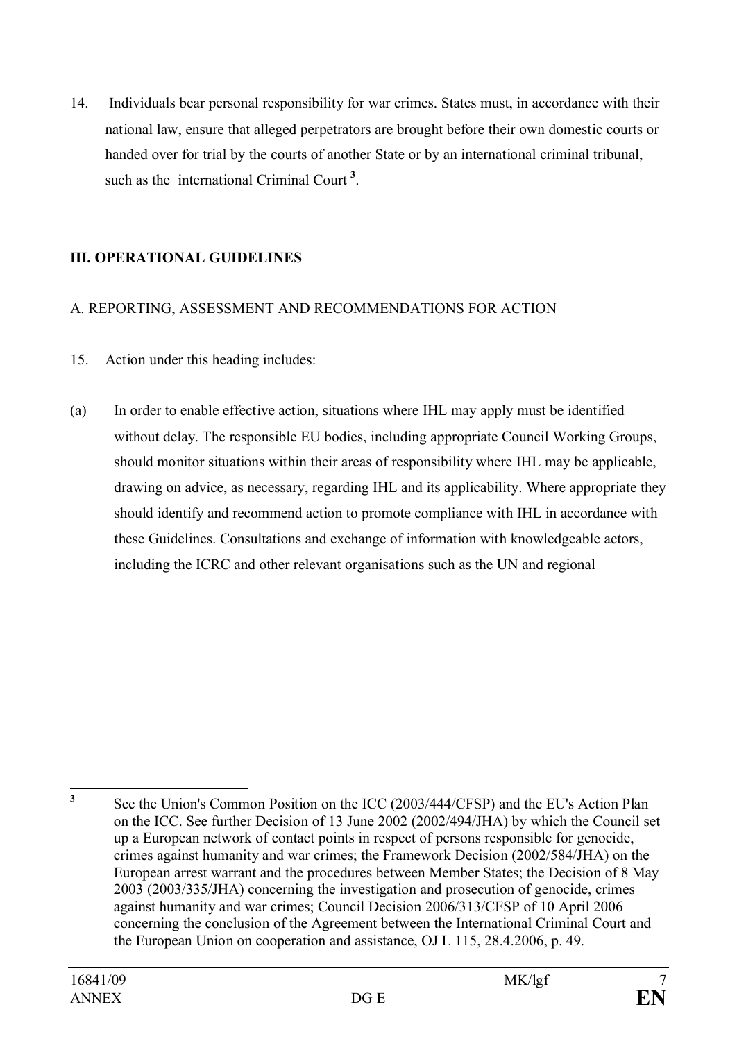14. Individuals bear personal responsibility for war crimes. States must, in accordance with their national law, ensure that alleged perpetrators are brought before their own domestic courts or handed over for trial by the courts of another State or by an international criminal tribunal, such as the international Criminal Court [3].

## III. OPERATIONAL GUIDELINES

### A. REPORTING, ASSESSMENT AND RECOMMENDATIONS FOR ACTION

15. Action under this heading includes:

(a) In order to enable effective action, situations where IHL may apply must be identified without delay. The responsible EU bodies, including appropriate Council Working Groups, should monitor situations within their areas of responsibility where IHL may be applicable, drawing on advice, as necessary, regarding IHL and its applicability. Where appropriate they should identify and recommend action to promote compliance with IHL in accordance with these Guidelines. Consultations and exchange of information with knowledgeable actors, including the ICRC and other relevant organisations such as the UN and regional

---

[3] See the Union's Common Position on the ICC (2003/444/CFSP) and the EU's Action Plan on the ICC. See further Decision of 13 June 2002 (2002/494/JHA) by which the Council set up a European network of contact points in respect of persons responsible for genocide, crimes against humanity and war crimes; the Framework Decision (2002/584/JHA) on the European arrest warrant and the procedures between Member States; the Decision of 8 May 2003 (2003/335/JHA) concerning the investigation and prosecution of genocide, crimes against humanity and war crimes; Council Decision 2006/313/CFSP of 10 April 2006 concerning the conclusion of the Agreement between the International Criminal Court and the European Union on cooperation and assistance, OJ L 115, 28.4.2006, p. 49.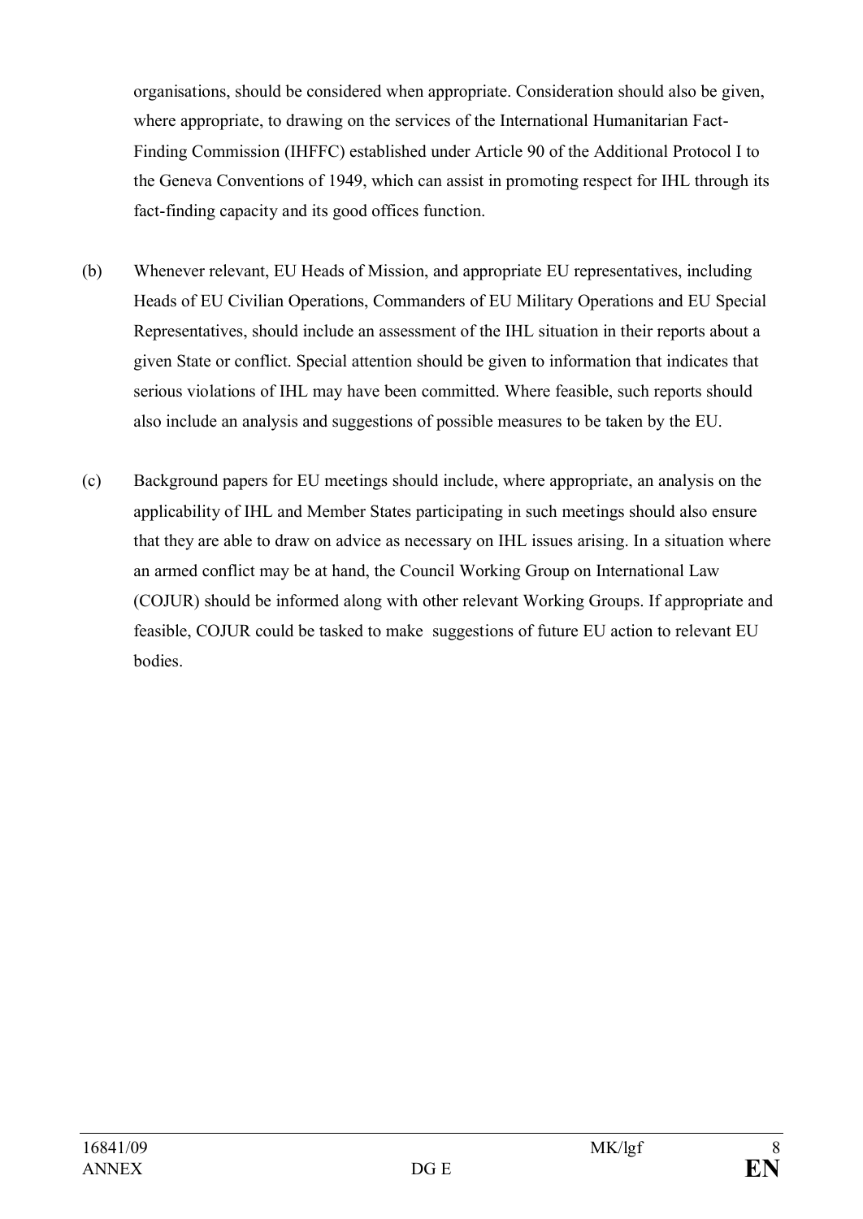organisations, should be considered when appropriate. Consideration should also be given, where appropriate, to drawing on the services of the International Humanitarian Fact-Finding Commission (IHFFC) established under Article 90 of the Additional Protocol I to the Geneva Conventions of 1949, which can assist in promoting respect for IHL through its fact-finding capacity and its good offices function.

(b) Whenever relevant, EU Heads of Mission, and appropriate EU representatives, including Heads of EU Civilian Operations, Commanders of EU Military Operations and EU Special Representatives, should include an assessment of the IHL situation in their reports about a given State or conflict. Special attention should be given to information that indicates that serious violations of IHL may have been committed. Where feasible, such reports should also include an analysis and suggestions of possible measures to be taken by the EU.

(c) Background papers for EU meetings should include, where appropriate, an analysis on the applicability of IHL and Member States participating in such meetings should also ensure that they are able to draw on advice as necessary on IHL issues arising. In a situation where an armed conflict may be at hand, the Council Working Group on International Law (COJUR) should be informed along with other relevant Working Groups. If appropriate and feasible, COJUR could be tasked to make suggestions of future EU action to relevant EU bodies.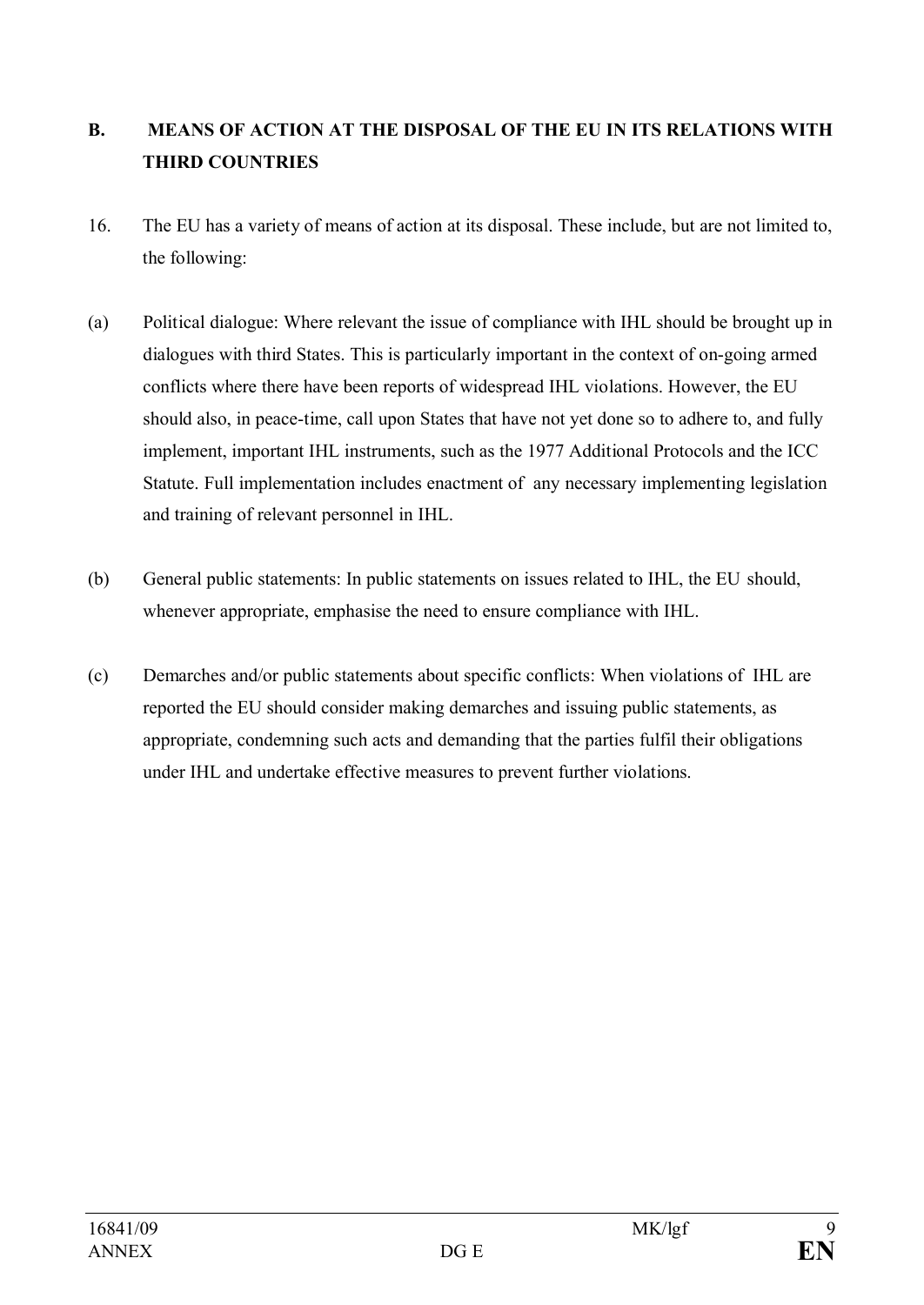## B. MEANS OF ACTION AT THE DISPOSAL OF THE EU IN ITS RELATIONS WITH THIRD COUNTRIES

16. The EU has a variety of means of action at its disposal. These include, but are not limited to, the following:

(a) Political dialogue: Where relevant the issue of compliance with IHL should be brought up in dialogues with third States. This is particularly important in the context of on-going armed conflicts where there have been reports of widespread IHL violations. However, the EU should also, in peace-time, call upon States that have not yet done so to adhere to, and fully implement, important IHL instruments, such as the 1977 Additional Protocols and the ICC Statute. Full implementation includes enactment of any necessary implementing legislation and training of relevant personnel in IHL.

(b) General public statements: In public statements on issues related to IHL, the EU should, whenever appropriate, emphasise the need to ensure compliance with IHL.

(c) Demarches and/or public statements about specific conflicts: When violations of IHL are reported the EU should consider making demarches and issuing public statements, as appropriate, condemning such acts and demanding that the parties fulfil their obligations under IHL and undertake effective measures to prevent further violations.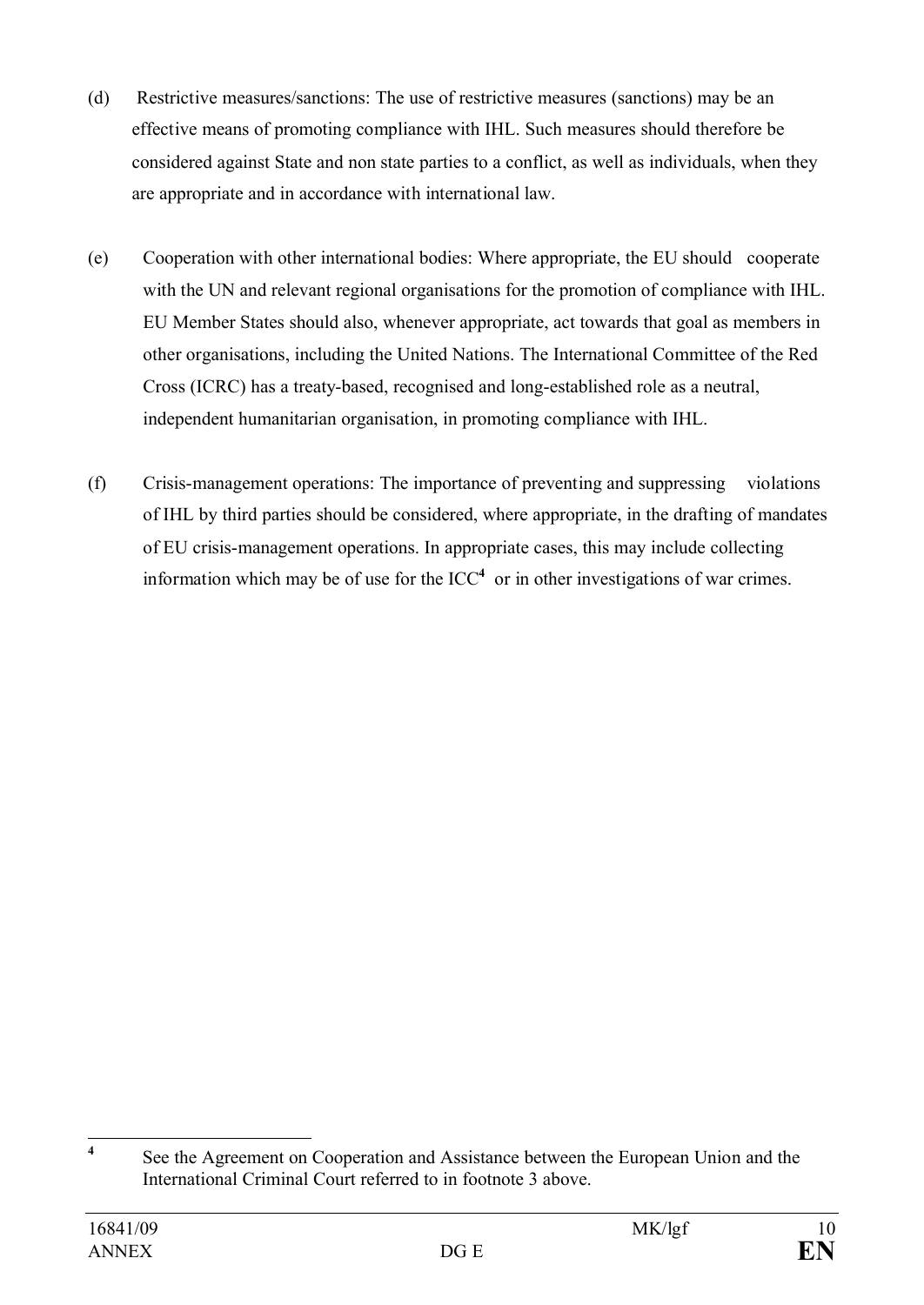(d) Restrictive measures/sanctions: The use of restrictive measures (sanctions) may be an effective means of promoting compliance with IHL. Such measures should therefore be considered against State and non state parties to a conflict, as well as individuals, when they are appropriate and in accordance with international law.

(e) Cooperation with other international bodies: Where appropriate, the EU should cooperate with the UN and relevant regional organisations for the promotion of compliance with IHL. EU Member States should also, whenever appropriate, act towards that goal as members in other organisations, including the United Nations. The International Committee of the Red Cross (ICRC) has a treaty-based, recognised and long-established role as a neutral, independent humanitarian organisation, in promoting compliance with IHL.

(f) Crisis-management operations: The importance of preventing and suppressing violations of IHL by third parties should be considered, where appropriate, in the drafting of mandates of EU crisis-management operations. In appropriate cases, this may include collecting information which may be of use for the ICC[4] or in other investigations of war crimes.

---

[4] See the Agreement on Cooperation and Assistance between the European Union and the International Criminal Court referred to in footnote 3 above.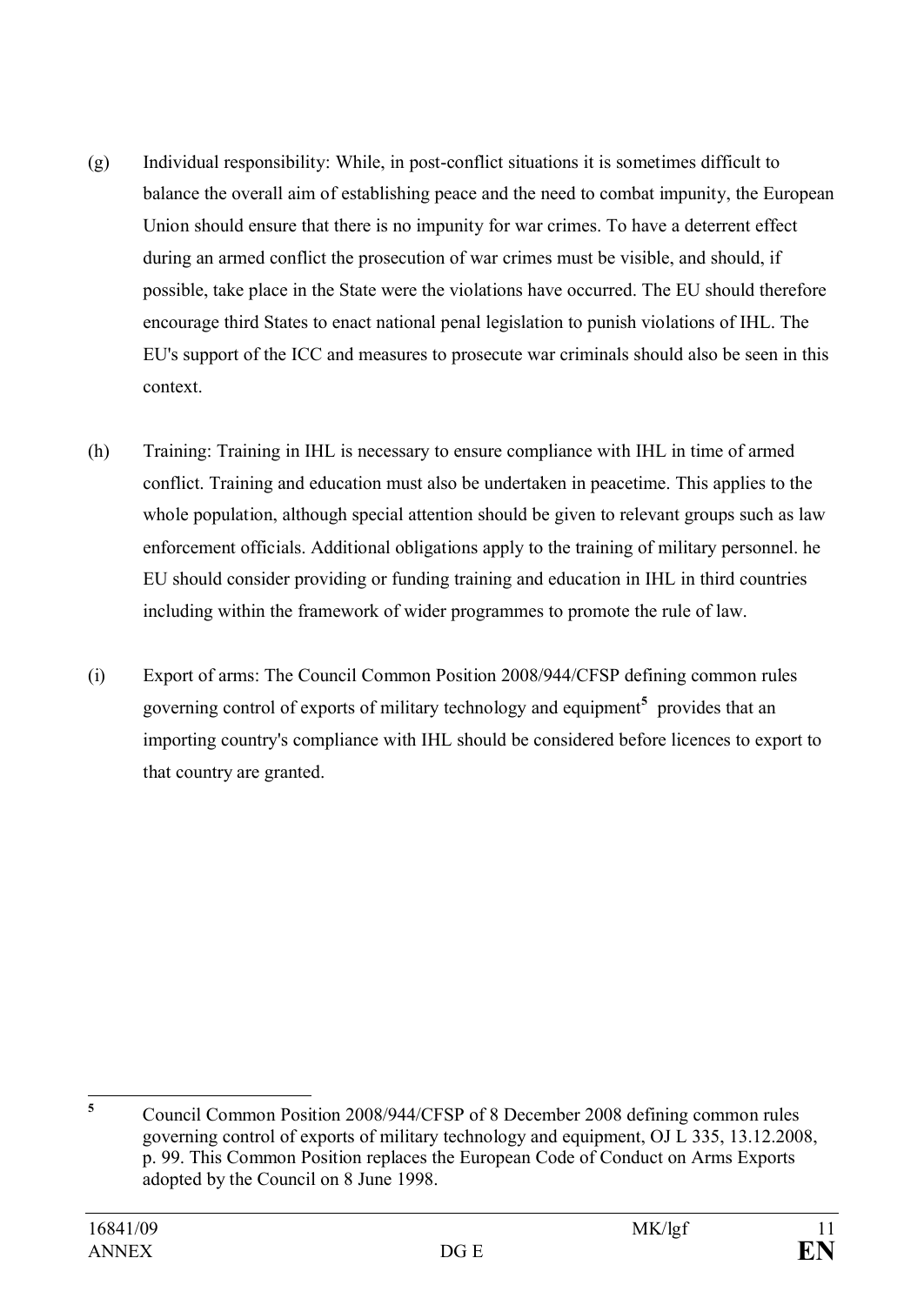(g) Individual responsibility: While, in post-conflict situations it is sometimes difficult to balance the overall aim of establishing peace and the need to combat impunity, the European Union should ensure that there is no impunity for war crimes. To have a deterrent effect during an armed conflict the prosecution of war crimes must be visible, and should, if possible, take place in the State were the violations have occurred. The EU should therefore encourage third States to enact national penal legislation to punish violations of IHL. The EU's support of the ICC and measures to prosecute war criminals should also be seen in this context.

(h) Training: Training in IHL is necessary to ensure compliance with IHL in time of armed conflict. Training and education must also be undertaken in peacetime. This applies to the whole population, although special attention should be given to relevant groups such as law enforcement officials. Additional obligations apply to the training of military personnel. he EU should consider providing or funding training and education in IHL in third countries including within the framework of wider programmes to promote the rule of law.

(i) Export of arms: The Council Common Position 2008/944/CFSP defining common rules governing control of exports of military technology and equipment[5] provides that an importing country's compliance with IHL should be considered before licences to export to that country are granted.

---

[5] Council Common Position 2008/944/CFSP of 8 December 2008 defining common rules governing control of exports of military technology and equipment, OJ L 335, 13.12.2008, p. 99. This Common Position replaces the European Code of Conduct on Arms Exports adopted by the Council on 8 June 1998.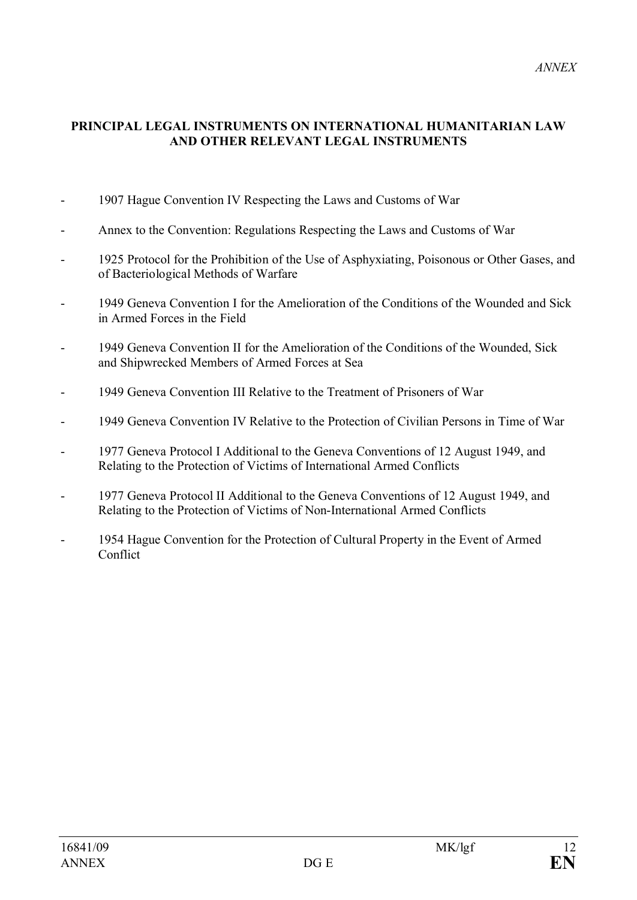*ANNEX*

## PRINCIPAL LEGAL INSTRUMENTS ON INTERNATIONAL HUMANITARIAN LAW AND OTHER RELEVANT LEGAL INSTRUMENTS

- 1907 Hague Convention IV Respecting the Laws and Customs of War
- Annex to the Convention: Regulations Respecting the Laws and Customs of War
- 1925 Protocol for the Prohibition of the Use of Asphyxiating, Poisonous or Other Gases, and of Bacteriological Methods of Warfare
- 1949 Geneva Convention I for the Amelioration of the Conditions of the Wounded and Sick in Armed Forces in the Field
- 1949 Geneva Convention II for the Amelioration of the Conditions of the Wounded, Sick and Shipwrecked Members of Armed Forces at Sea
- 1949 Geneva Convention III Relative to the Treatment of Prisoners of War
- 1949 Geneva Convention IV Relative to the Protection of Civilian Persons in Time of War
- 1977 Geneva Protocol I Additional to the Geneva Conventions of 12 August 1949, and Relating to the Protection of Victims of International Armed Conflicts
- 1977 Geneva Protocol II Additional to the Geneva Conventions of 12 August 1949, and Relating to the Protection of Victims of Non-International Armed Conflicts
- 1954 Hague Convention for the Protection of Cultural Property in the Event of Armed Conflict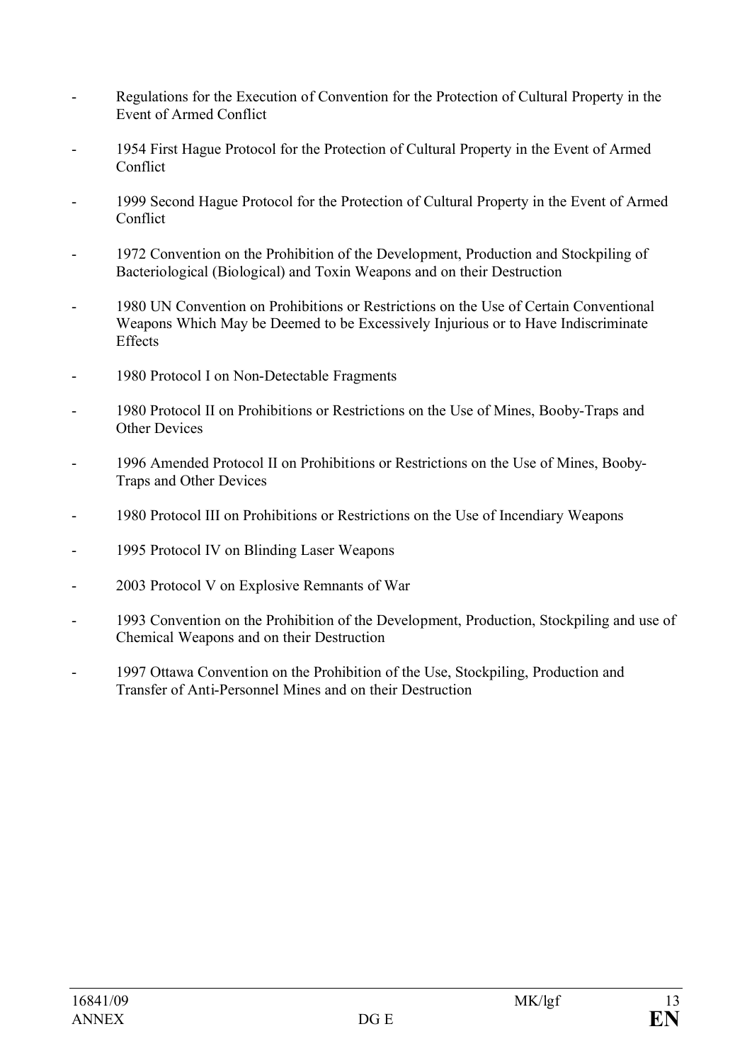- Regulations for the Execution of Convention for the Protection of Cultural Property in the Event of Armed Conflict
- 1954 First Hague Protocol for the Protection of Cultural Property in the Event of Armed Conflict
- 1999 Second Hague Protocol for the Protection of Cultural Property in the Event of Armed Conflict
- 1972 Convention on the Prohibition of the Development, Production and Stockpiling of Bacteriological (Biological) and Toxin Weapons and on their Destruction
- 1980 UN Convention on Prohibitions or Restrictions on the Use of Certain Conventional Weapons Which May be Deemed to be Excessively Injurious or to Have Indiscriminate Effects
- 1980 Protocol I on Non-Detectable Fragments
- 1980 Protocol II on Prohibitions or Restrictions on the Use of Mines, Booby-Traps and Other Devices
- 1996 Amended Protocol II on Prohibitions or Restrictions on the Use of Mines, Booby-Traps and Other Devices
- 1980 Protocol III on Prohibitions or Restrictions on the Use of Incendiary Weapons
- 1995 Protocol IV on Blinding Laser Weapons
- 2003 Protocol V on Explosive Remnants of War
- 1993 Convention on the Prohibition of the Development, Production, Stockpiling and use of Chemical Weapons and on their Destruction
- 1997 Ottawa Convention on the Prohibition of the Use, Stockpiling, Production and Transfer of Anti-Personnel Mines and on their Destruction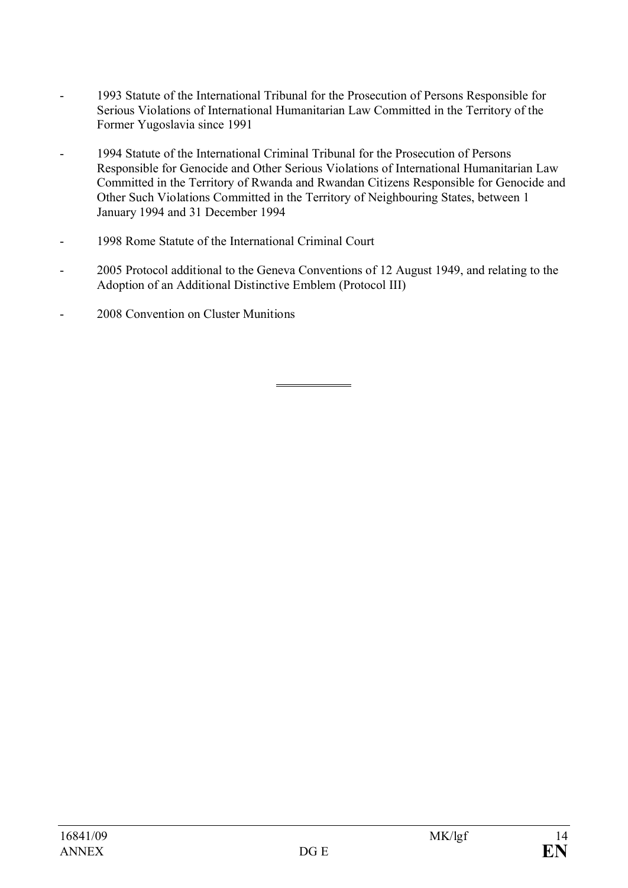- 1993 Statute of the International Tribunal for the Prosecution of Persons Responsible for Serious Violations of International Humanitarian Law Committed in the Territory of the Former Yugoslavia since 1991
- 1994 Statute of the International Criminal Tribunal for the Prosecution of Persons Responsible for Genocide and Other Serious Violations of International Humanitarian Law Committed in the Territory of Rwanda and Rwandan Citizens Responsible for Genocide and Other Such Violations Committed in the Territory of Neighbouring States, between 1 January 1994 and 31 December 1994
- 1998 Rome Statute of the International Criminal Court
- 2005 Protocol additional to the Geneva Conventions of 12 August 1949, and relating to the Adoption of an Additional Distinctive Emblem (Protocol III)
- 2008 Convention on Cluster Munitions